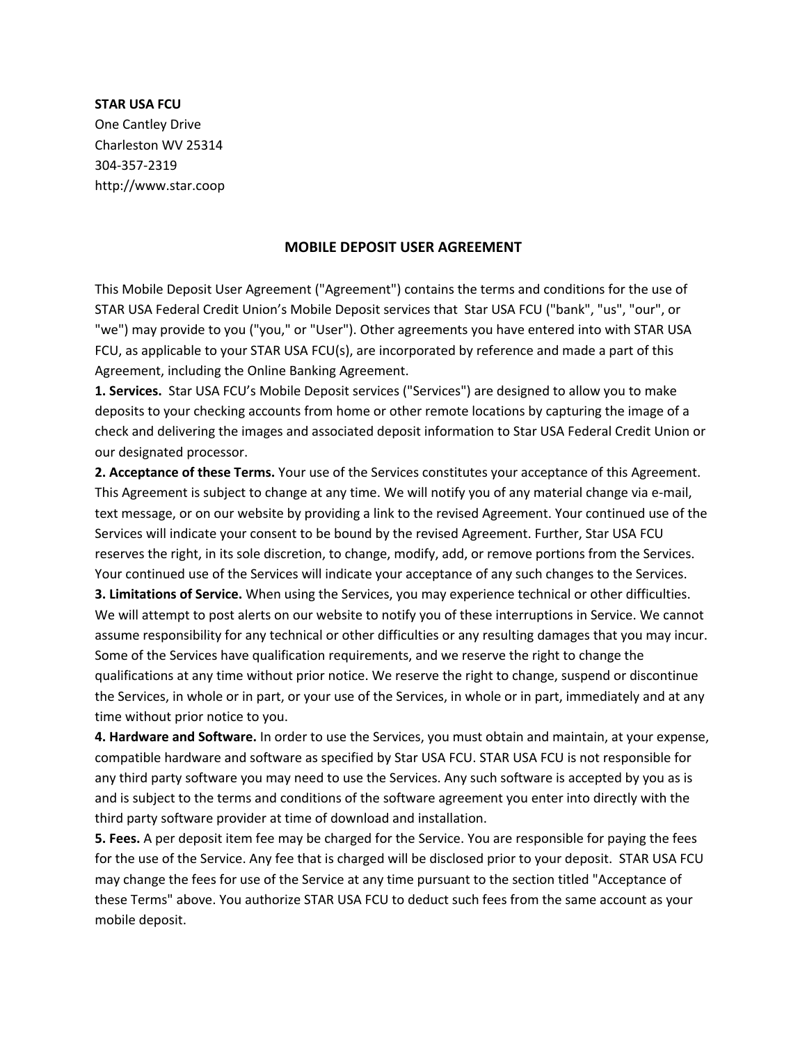**STAR USA FCU**
One Cantley Drive
Charleston WV 25314
304-357-2319
http://www.star.coop

## MOBILE DEPOSIT USER AGREEMENT

This Mobile Deposit User Agreement ("Agreement") contains the terms and conditions for the use of STAR USA Federal Credit Union's Mobile Deposit services that Star USA FCU ("bank", "us", "our", or "we") may provide to you ("you," or "User"). Other agreements you have entered into with STAR USA FCU, as applicable to your STAR USA FCU(s), are incorporated by reference and made a part of this Agreement, including the Online Banking Agreement.

**1. Services.** Star USA FCU's Mobile Deposit services ("Services") are designed to allow you to make deposits to your checking accounts from home or other remote locations by capturing the image of a check and delivering the images and associated deposit information to Star USA Federal Credit Union or our designated processor.

**2. Acceptance of these Terms.** Your use of the Services constitutes your acceptance of this Agreement. This Agreement is subject to change at any time. We will notify you of any material change via e-mail, text message, or on our website by providing a link to the revised Agreement. Your continued use of the Services will indicate your consent to be bound by the revised Agreement. Further, Star USA FCU reserves the right, in its sole discretion, to change, modify, add, or remove portions from the Services. Your continued use of the Services will indicate your acceptance of any such changes to the Services.

**3. Limitations of Service.** When using the Services, you may experience technical or other difficulties. We will attempt to post alerts on our website to notify you of these interruptions in Service. We cannot assume responsibility for any technical or other difficulties or any resulting damages that you may incur. Some of the Services have qualification requirements, and we reserve the right to change the qualifications at any time without prior notice. We reserve the right to change, suspend or discontinue the Services, in whole or in part, or your use of the Services, in whole or in part, immediately and at any time without prior notice to you.

**4. Hardware and Software.** In order to use the Services, you must obtain and maintain, at your expense, compatible hardware and software as specified by Star USA FCU. STAR USA FCU is not responsible for any third party software you may need to use the Services. Any such software is accepted by you as is and is subject to the terms and conditions of the software agreement you enter into directly with the third party software provider at time of download and installation.

**5. Fees.** A per deposit item fee may be charged for the Service. You are responsible for paying the fees for the use of the Service. Any fee that is charged will be disclosed prior to your deposit. STAR USA FCU may change the fees for use of the Service at any time pursuant to the section titled "Acceptance of these Terms" above. You authorize STAR USA FCU to deduct such fees from the same account as your mobile deposit.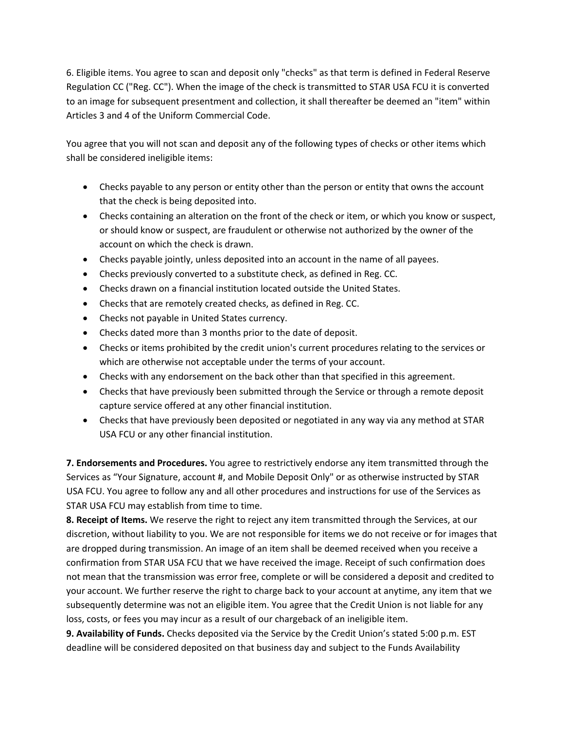6. Eligible items. You agree to scan and deposit only "checks" as that term is defined in Federal Reserve Regulation CC ("Reg. CC"). When the image of the check is transmitted to STAR USA FCU it is converted to an image for subsequent presentment and collection, it shall thereafter be deemed an "item" within Articles 3 and 4 of the Uniform Commercial Code.

You agree that you will not scan and deposit any of the following types of checks or other items which shall be considered ineligible items:

- Checks payable to any person or entity other than the person or entity that owns the account that the check is being deposited into.
- Checks containing an alteration on the front of the check or item, or which you know or suspect, or should know or suspect, are fraudulent or otherwise not authorized by the owner of the account on which the check is drawn.
- Checks payable jointly, unless deposited into an account in the name of all payees.
- Checks previously converted to a substitute check, as defined in Reg. CC.
- Checks drawn on a financial institution located outside the United States.
- Checks that are remotely created checks, as defined in Reg. CC.
- Checks not payable in United States currency.
- Checks dated more than 3 months prior to the date of deposit.
- Checks or items prohibited by the credit union's current procedures relating to the services or which are otherwise not acceptable under the terms of your account.
- Checks with any endorsement on the back other than that specified in this agreement.
- Checks that have previously been submitted through the Service or through a remote deposit capture service offered at any other financial institution.
- Checks that have previously been deposited or negotiated in any way via any method at STAR USA FCU or any other financial institution.

**7. Endorsements and Procedures.** You agree to restrictively endorse any item transmitted through the Services as “Your Signature, account #, and Mobile Deposit Only" or as otherwise instructed by STAR USA FCU. You agree to follow any and all other procedures and instructions for use of the Services as STAR USA FCU may establish from time to time.

**8. Receipt of Items.** We reserve the right to reject any item transmitted through the Services, at our discretion, without liability to you. We are not responsible for items we do not receive or for images that are dropped during transmission. An image of an item shall be deemed received when you receive a confirmation from STAR USA FCU that we have received the image. Receipt of such confirmation does not mean that the transmission was error free, complete or will be considered a deposit and credited to your account. We further reserve the right to charge back to your account at anytime, any item that we subsequently determine was not an eligible item. You agree that the Credit Union is not liable for any loss, costs, or fees you may incur as a result of our chargeback of an ineligible item.

**9. Availability of Funds.** Checks deposited via the Service by the Credit Union’s stated 5:00 p.m. EST deadline will be considered deposited on that business day and subject to the Funds Availability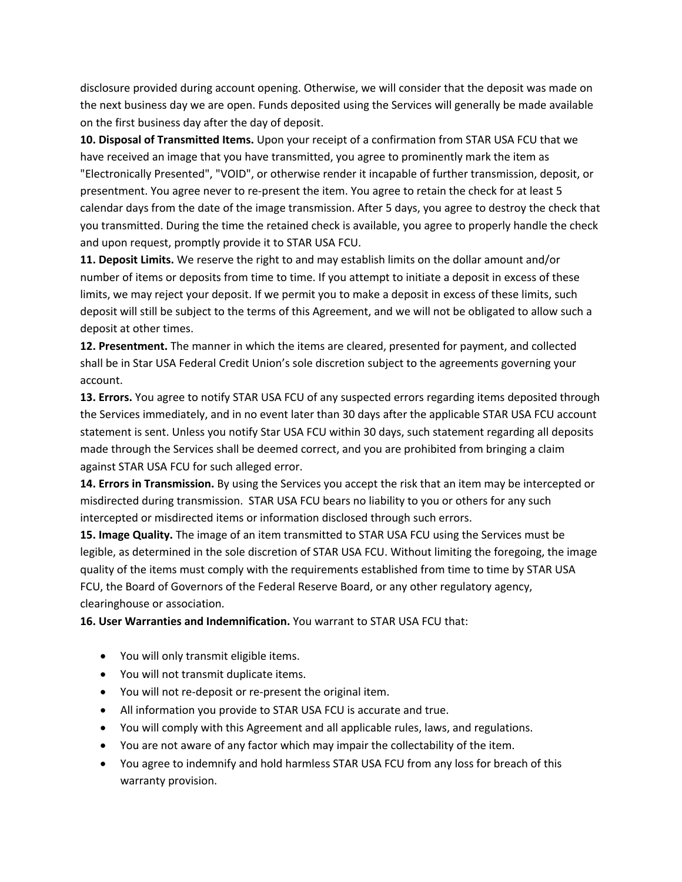disclosure provided during account opening. Otherwise, we will consider that the deposit was made on the next business day we are open. Funds deposited using the Services will generally be made available on the first business day after the day of deposit.

**10. Disposal of Transmitted Items.** Upon your receipt of a confirmation from STAR USA FCU that we have received an image that you have transmitted, you agree to prominently mark the item as "Electronically Presented", "VOID", or otherwise render it incapable of further transmission, deposit, or presentment. You agree never to re-present the item. You agree to retain the check for at least 5 calendar days from the date of the image transmission. After 5 days, you agree to destroy the check that you transmitted. During the time the retained check is available, you agree to properly handle the check and upon request, promptly provide it to STAR USA FCU.

**11. Deposit Limits.** We reserve the right to and may establish limits on the dollar amount and/or number of items or deposits from time to time. If you attempt to initiate a deposit in excess of these limits, we may reject your deposit. If we permit you to make a deposit in excess of these limits, such deposit will still be subject to the terms of this Agreement, and we will not be obligated to allow such a deposit at other times.

**12. Presentment.** The manner in which the items are cleared, presented for payment, and collected shall be in Star USA Federal Credit Union's sole discretion subject to the agreements governing your account.

**13. Errors.** You agree to notify STAR USA FCU of any suspected errors regarding items deposited through the Services immediately, and in no event later than 30 days after the applicable STAR USA FCU account statement is sent. Unless you notify Star USA FCU within 30 days, such statement regarding all deposits made through the Services shall be deemed correct, and you are prohibited from bringing a claim against STAR USA FCU for such alleged error.

**14. Errors in Transmission.** By using the Services you accept the risk that an item may be intercepted or misdirected during transmission. STAR USA FCU bears no liability to you or others for any such intercepted or misdirected items or information disclosed through such errors.

**15. Image Quality.** The image of an item transmitted to STAR USA FCU using the Services must be legible, as determined in the sole discretion of STAR USA FCU. Without limiting the foregoing, the image quality of the items must comply with the requirements established from time to time by STAR USA FCU, the Board of Governors of the Federal Reserve Board, or any other regulatory agency, clearinghouse or association.

**16. User Warranties and Indemnification.** You warrant to STAR USA FCU that:

- You will only transmit eligible items.
- You will not transmit duplicate items.
- You will not re-deposit or re-present the original item.
- All information you provide to STAR USA FCU is accurate and true.
- You will comply with this Agreement and all applicable rules, laws, and regulations.
- You are not aware of any factor which may impair the collectability of the item.
- You agree to indemnify and hold harmless STAR USA FCU from any loss for breach of this warranty provision.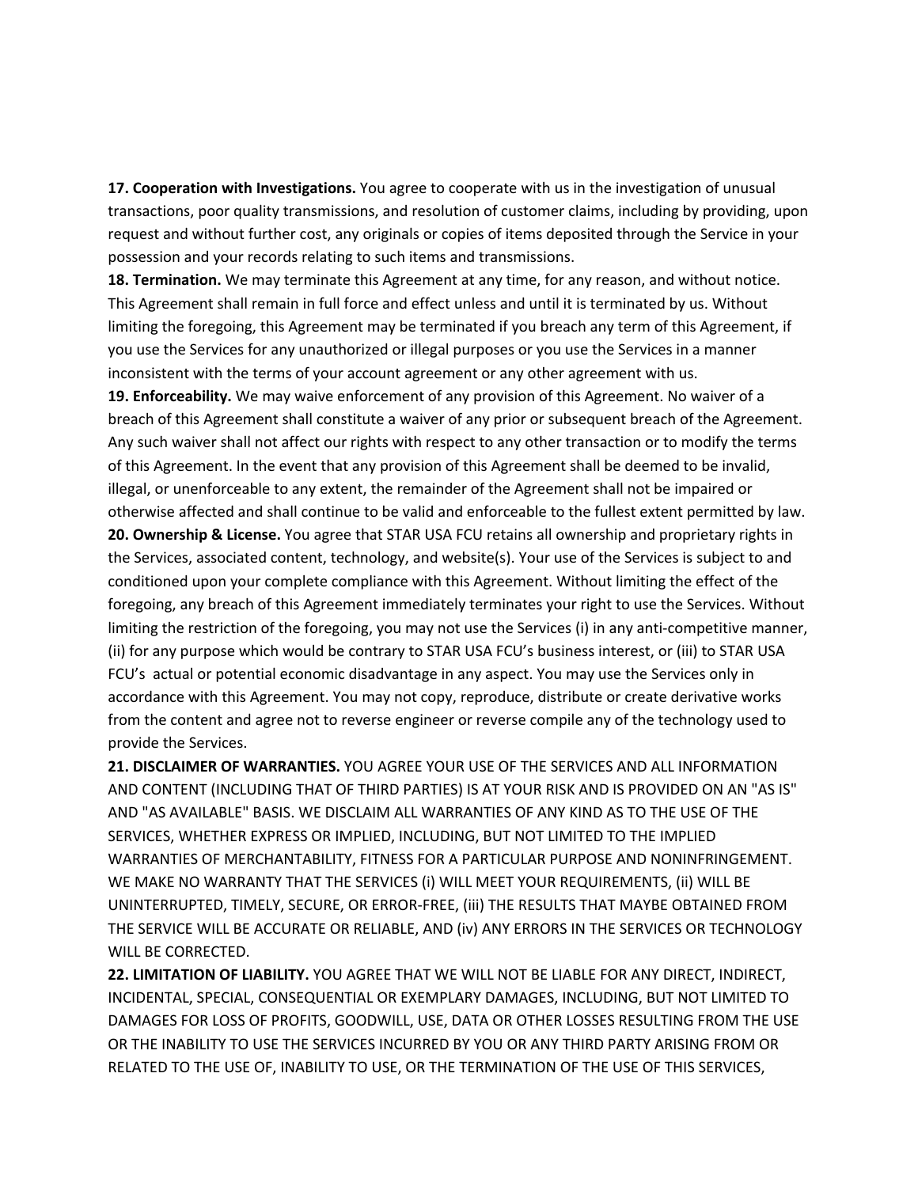**17. Cooperation with Investigations.** You agree to cooperate with us in the investigation of unusual transactions, poor quality transmissions, and resolution of customer claims, including by providing, upon request and without further cost, any originals or copies of items deposited through the Service in your possession and your records relating to such items and transmissions.

**18. Termination.** We may terminate this Agreement at any time, for any reason, and without notice. This Agreement shall remain in full force and effect unless and until it is terminated by us. Without limiting the foregoing, this Agreement may be terminated if you breach any term of this Agreement, if you use the Services for any unauthorized or illegal purposes or you use the Services in a manner inconsistent with the terms of your account agreement or any other agreement with us.

**19. Enforceability.** We may waive enforcement of any provision of this Agreement. No waiver of a breach of this Agreement shall constitute a waiver of any prior or subsequent breach of the Agreement. Any such waiver shall not affect our rights with respect to any other transaction or to modify the terms of this Agreement. In the event that any provision of this Agreement shall be deemed to be invalid, illegal, or unenforceable to any extent, the remainder of the Agreement shall not be impaired or otherwise affected and shall continue to be valid and enforceable to the fullest extent permitted by law.

**20. Ownership & License.** You agree that STAR USA FCU retains all ownership and proprietary rights in the Services, associated content, technology, and website(s). Your use of the Services is subject to and conditioned upon your complete compliance with this Agreement. Without limiting the effect of the foregoing, any breach of this Agreement immediately terminates your right to use the Services. Without limiting the restriction of the foregoing, you may not use the Services (i) in any anti-competitive manner, (ii) for any purpose which would be contrary to STAR USA FCU's business interest, or (iii) to STAR USA FCU's actual or potential economic disadvantage in any aspect. You may use the Services only in accordance with this Agreement. You may not copy, reproduce, distribute or create derivative works from the content and agree not to reverse engineer or reverse compile any of the technology used to provide the Services.

**21. DISCLAIMER OF WARRANTIES.** YOU AGREE YOUR USE OF THE SERVICES AND ALL INFORMATION AND CONTENT (INCLUDING THAT OF THIRD PARTIES) IS AT YOUR RISK AND IS PROVIDED ON AN "AS IS" AND "AS AVAILABLE" BASIS. WE DISCLAIM ALL WARRANTIES OF ANY KIND AS TO THE USE OF THE SERVICES, WHETHER EXPRESS OR IMPLIED, INCLUDING, BUT NOT LIMITED TO THE IMPLIED WARRANTIES OF MERCHANTABILITY, FITNESS FOR A PARTICULAR PURPOSE AND NONINFRINGEMENT. WE MAKE NO WARRANTY THAT THE SERVICES (i) WILL MEET YOUR REQUIREMENTS, (ii) WILL BE UNINTERRUPTED, TIMELY, SECURE, OR ERROR-FREE, (iii) THE RESULTS THAT MAYBE OBTAINED FROM THE SERVICE WILL BE ACCURATE OR RELIABLE, AND (iv) ANY ERRORS IN THE SERVICES OR TECHNOLOGY WILL BE CORRECTED.

**22. LIMITATION OF LIABILITY.** YOU AGREE THAT WE WILL NOT BE LIABLE FOR ANY DIRECT, INDIRECT, INCIDENTAL, SPECIAL, CONSEQUENTIAL OR EXEMPLARY DAMAGES, INCLUDING, BUT NOT LIMITED TO DAMAGES FOR LOSS OF PROFITS, GOODWILL, USE, DATA OR OTHER LOSSES RESULTING FROM THE USE OR THE INABILITY TO USE THE SERVICES INCURRED BY YOU OR ANY THIRD PARTY ARISING FROM OR RELATED TO THE USE OF, INABILITY TO USE, OR THE TERMINATION OF THE USE OF THIS SERVICES,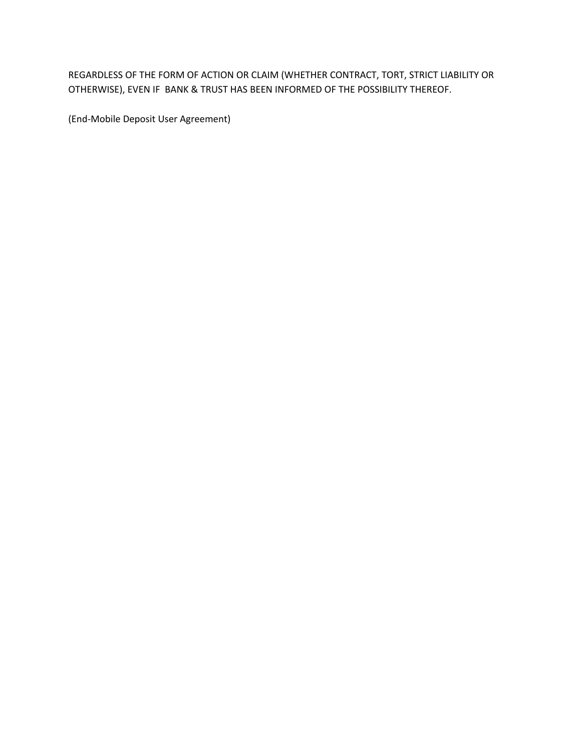REGARDLESS OF THE FORM OF ACTION OR CLAIM (WHETHER CONTRACT, TORT, STRICT LIABILITY OR OTHERWISE), EVEN IF BANK & TRUST HAS BEEN INFORMED OF THE POSSIBILITY THEREOF.

(End-Mobile Deposit User Agreement)